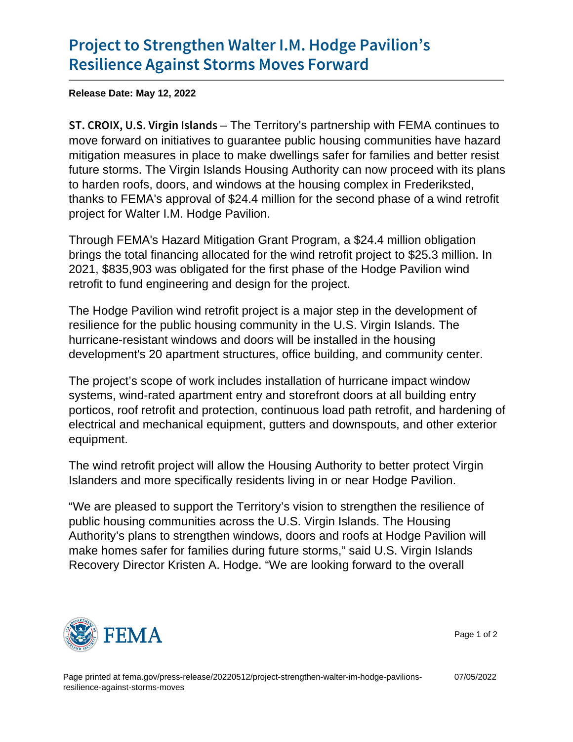# Project to Strengthen Walter I.M. Hodge Pavilion's Resilience Against Storms Moves Forward

**Release Date: May 12, 2022**

**ST. CROIX, U.S. Virgin Islands** – The Territory's partnership with FEMA continues to move forward on initiatives to guarantee public housing communities have hazard mitigation measures in place to make dwellings safer for families and better resist future storms. The Virgin Islands Housing Authority can now proceed with its plans to harden roofs, doors, and windows at the housing complex in Frederiksted, thanks to FEMA's approval of $24.4 million for the second phase of a wind retrofit project for Walter I.M. Hodge Pavilion.

Through FEMA's Hazard Mitigation Grant Program, a $24.4 million obligation brings the total financing allocated for the wind retrofit project to $25.3 million. In 2021, $835,903 was obligated for the first phase of the Hodge Pavilion wind retrofit to fund engineering and design for the project.

The Hodge Pavilion wind retrofit project is a major step in the development of resilience for the public housing community in the U.S. Virgin Islands. The hurricane-resistant windows and doors will be installed in the housing development's 20 apartment structures, office building, and community center.

The project's scope of work includes installation of hurricane impact window systems, wind-rated apartment entry and storefront doors at all building entry porticos, roof retrofit and protection, continuous load path retrofit, and hardening of electrical and mechanical equipment, gutters and downspouts, and other exterior equipment.

The wind retrofit project will allow the Housing Authority to better protect Virgin Islanders and more specifically residents living in or near Hodge Pavilion.

"We are pleased to support the Territory's vision to strengthen the resilience of public housing communities across the U.S. Virgin Islands. The Housing Authority's plans to strengthen windows, doors and roofs at Hodge Pavilion will make homes safer for families during future storms," said U.S. Virgin Islands Recovery Director Kristen A. Hodge. "We are looking forward to the overall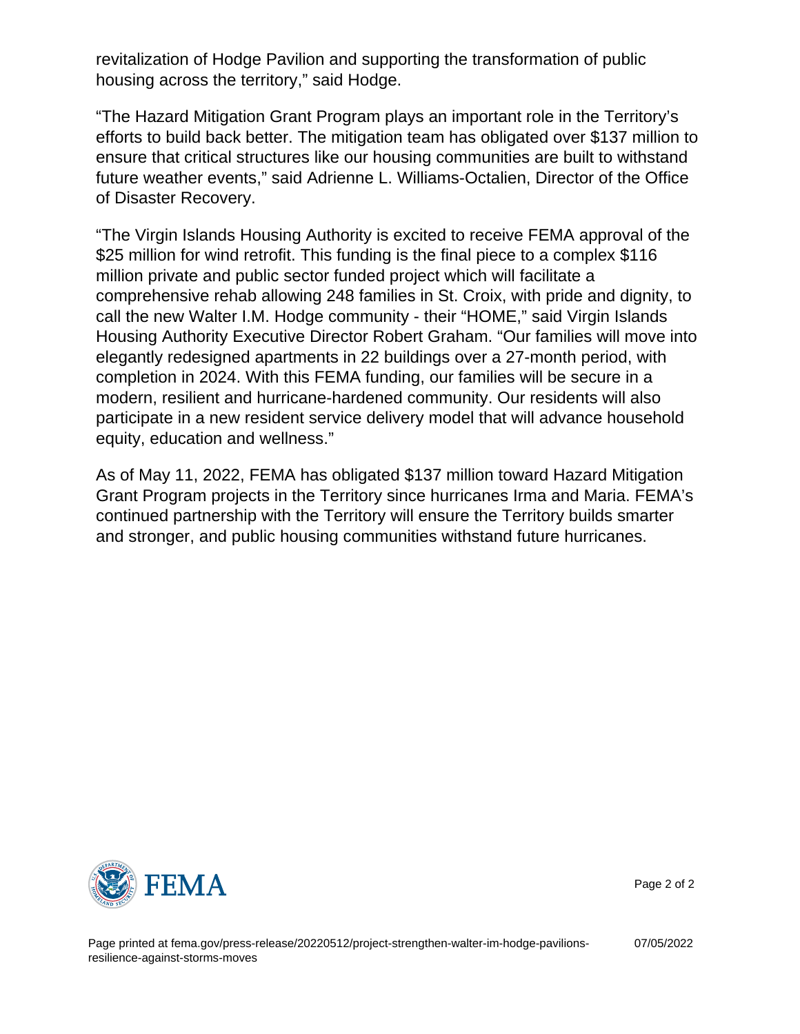revitalization of Hodge Pavilion and supporting the transformation of public housing across the territory," said Hodge.

"The Hazard Mitigation Grant Program plays an important role in the Territory's efforts to build back better. The mitigation team has obligated over $137 million to ensure that critical structures like our housing communities are built to withstand future weather events," said Adrienne L. Williams-Octalien, Director of the Office of Disaster Recovery.

"The Virgin Islands Housing Authority is excited to receive FEMA approval of the $25 million for wind retrofit. This funding is the final piece to a complex $116 million private and public sector funded project which will facilitate a comprehensive rehab allowing 248 families in St. Croix, with pride and dignity, to call the new Walter I.M. Hodge community - their "HOME," said Virgin Islands Housing Authority Executive Director Robert Graham. "Our families will move into elegantly redesigned apartments in 22 buildings over a 27-month period, with completion in 2024. With this FEMA funding, our families will be secure in a modern, resilient and hurricane-hardened community. Our residents will also participate in a new resident service delivery model that will advance household equity, education and wellness."

As of May 11, 2022, FEMA has obligated $137 million toward Hazard Mitigation Grant Program projects in the Territory since hurricanes Irma and Maria. FEMA's continued partnership with the Territory will ensure the Territory builds smarter and stronger, and public housing communities withstand future hurricanes.